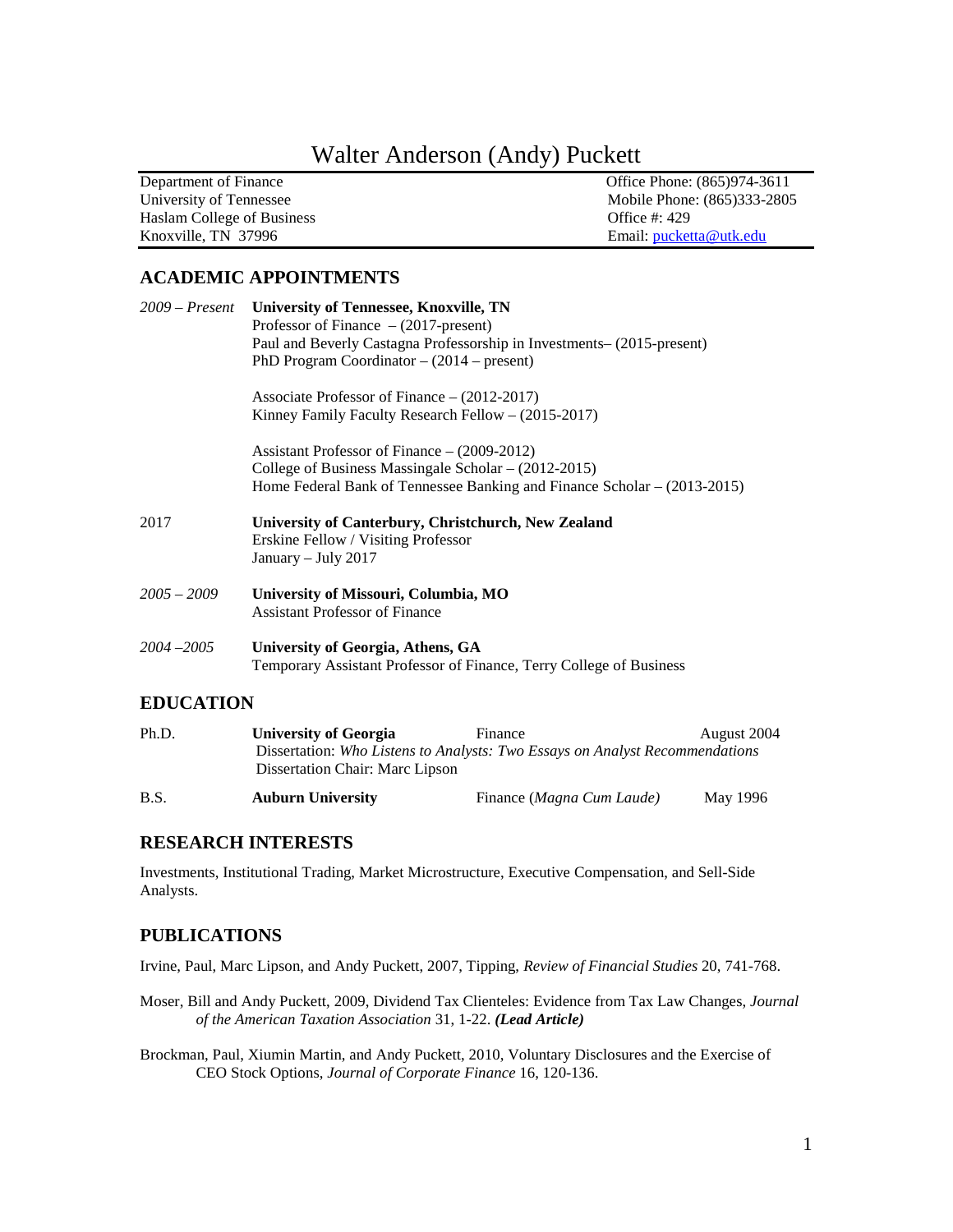# Walter Anderson (Andy) Puckett

| | |
|---|---|
| Department of Finance | Office Phone: (865)974-3611 |
| University of Tennessee | Mobile Phone: (865)333-2805 |
| Haslam College of Business | Office #: 429 |
| Knoxville, TN 37996 | Email: pucketta@utk.edu |

## ACADEMIC APPOINTMENTS

*2009 – Present* **University of Tennessee, Knoxville, TN**
Professor of Finance – (2017-present)
Paul and Beverly Castagna Professorship in Investments– (2015-present)
PhD Program Coordinator – (2014 – present)

Associate Professor of Finance – (2012-2017)
Kinney Family Faculty Research Fellow – (2015-2017)

Assistant Professor of Finance – (2009-2012)
College of Business Massingale Scholar – (2012-2015)
Home Federal Bank of Tennessee Banking and Finance Scholar – (2013-2015)

2017 **University of Canterbury, Christchurch, New Zealand**
Erskine Fellow / Visiting Professor
January – July 2017

*2005 – 2009* **University of Missouri, Columbia, MO**
Assistant Professor of Finance

*2004 –2005* **University of Georgia, Athens, GA**
Temporary Assistant Professor of Finance, Terry College of Business

## EDUCATION

Ph.D. **University of Georgia** Finance August 2004
Dissertation: *Who Listens to Analysts: Two Essays on Analyst Recommendations*
Dissertation Chair: Marc Lipson

B.S. **Auburn University** Finance (*Magna Cum Laude*) May 1996

## RESEARCH INTERESTS

Investments, Institutional Trading, Market Microstructure, Executive Compensation, and Sell-Side Analysts.

## PUBLICATIONS

Irvine, Paul, Marc Lipson, and Andy Puckett, 2007, Tipping, *Review of Financial Studies* 20, 741-768.

Moser, Bill and Andy Puckett, 2009, Dividend Tax Clienteles: Evidence from Tax Law Changes, *Journal of the American Taxation Association* 31, 1-22. ***(Lead Article)***

Brockman, Paul, Xiumin Martin, and Andy Puckett, 2010, Voluntary Disclosures and the Exercise of CEO Stock Options, *Journal of Corporate Finance* 16, 120-136.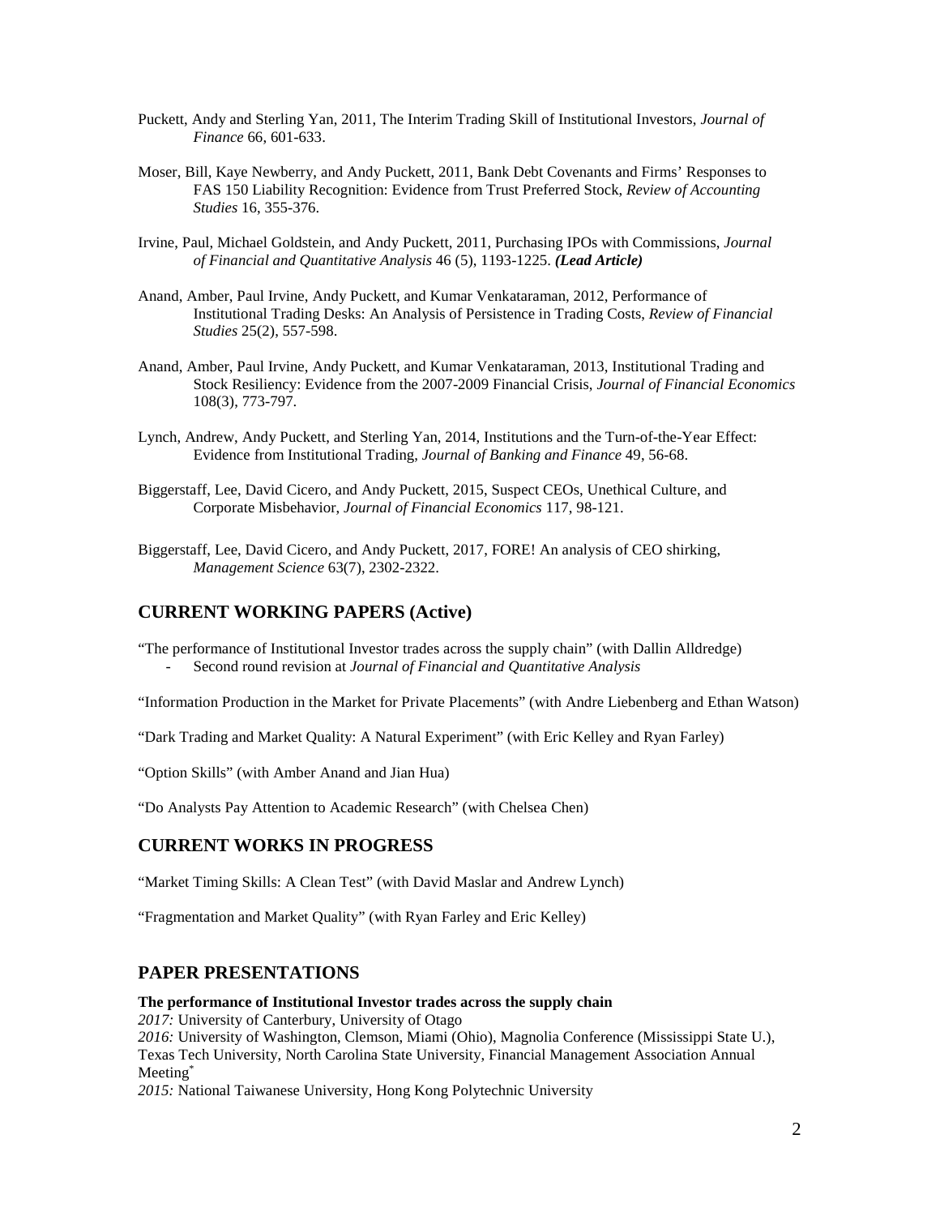Puckett, Andy and Sterling Yan, 2011, The Interim Trading Skill of Institutional Investors, *Journal of Finance* 66, 601-633.

Moser, Bill, Kaye Newberry, and Andy Puckett, 2011, Bank Debt Covenants and Firms' Responses to FAS 150 Liability Recognition: Evidence from Trust Preferred Stock, *Review of Accounting Studies* 16, 355-376.

Irvine, Paul, Michael Goldstein, and Andy Puckett, 2011, Purchasing IPOs with Commissions, *Journal of Financial and Quantitative Analysis* 46 (5), 1193-1225. ***(Lead Article)***

Anand, Amber, Paul Irvine, Andy Puckett, and Kumar Venkataraman, 2012, Performance of Institutional Trading Desks: An Analysis of Persistence in Trading Costs, *Review of Financial Studies* 25(2), 557-598.

Anand, Amber, Paul Irvine, Andy Puckett, and Kumar Venkataraman, 2013, Institutional Trading and Stock Resiliency: Evidence from the 2007-2009 Financial Crisis, *Journal of Financial Economics* 108(3), 773-797.

Lynch, Andrew, Andy Puckett, and Sterling Yan, 2014, Institutions and the Turn-of-the-Year Effect: Evidence from Institutional Trading, *Journal of Banking and Finance* 49, 56-68.

Biggerstaff, Lee, David Cicero, and Andy Puckett, 2015, Suspect CEOs, Unethical Culture, and Corporate Misbehavior, *Journal of Financial Economics* 117, 98-121.

Biggerstaff, Lee, David Cicero, and Andy Puckett, 2017, FORE! An analysis of CEO shirking, *Management Science* 63(7), 2302-2322.

## CURRENT WORKING PAPERS (Active)

"The performance of Institutional Investor trades across the supply chain" (with Dallin Alldredge)

- Second round revision at *Journal of Financial and Quantitative Analysis*

"Information Production in the Market for Private Placements" (with Andre Liebenberg and Ethan Watson)

"Dark Trading and Market Quality: A Natural Experiment" (with Eric Kelley and Ryan Farley)

"Option Skills" (with Amber Anand and Jian Hua)

"Do Analysts Pay Attention to Academic Research" (with Chelsea Chen)

## CURRENT WORKS IN PROGRESS

"Market Timing Skills: A Clean Test" (with David Maslar and Andrew Lynch)

"Fragmentation and Market Quality" (with Ryan Farley and Eric Kelley)

## PAPER PRESENTATIONS

**The performance of Institutional Investor trades across the supply chain**

*2017:* University of Canterbury, University of Otago

*2016:* University of Washington, Clemson, Miami (Ohio), Magnolia Conference (Mississippi State U.), Texas Tech University, North Carolina State University, Financial Management Association Annual Meeting*

*2015:* National Taiwanese University, Hong Kong Polytechnic University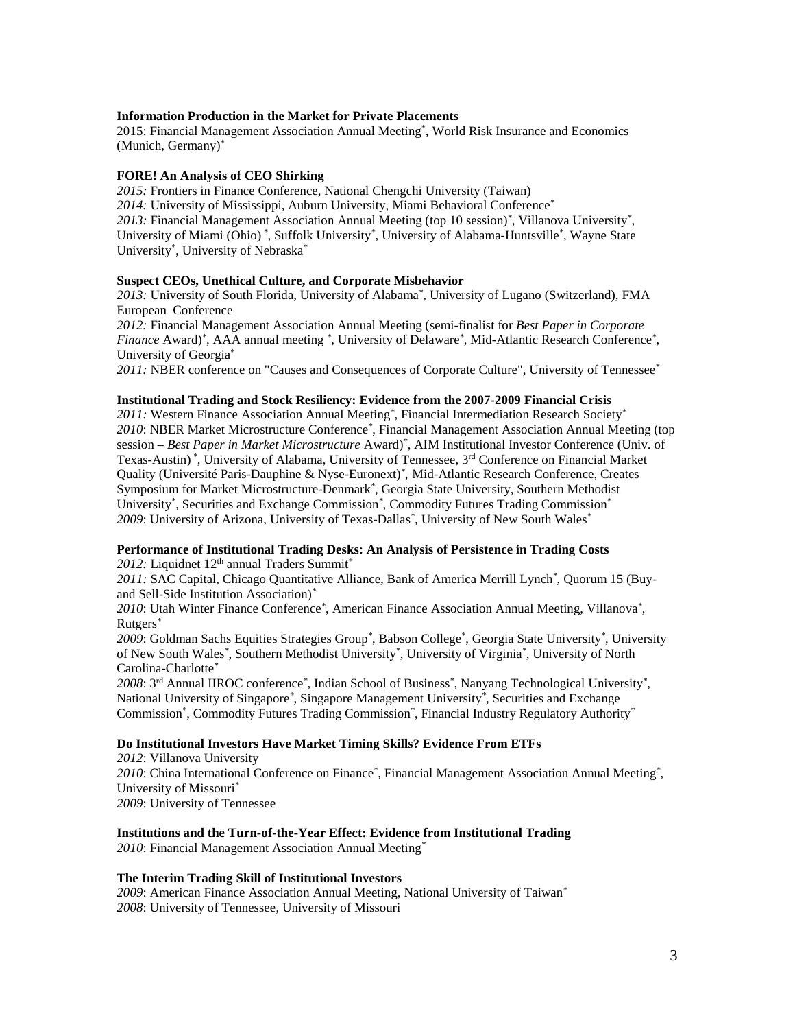**Information Production in the Market for Private Placements**
2015: Financial Management Association Annual Meeting*, World Risk Insurance and Economics (Munich, Germany)*

**FORE! An Analysis of CEO Shirking**
*2015:* Frontiers in Finance Conference, National Chengchi University (Taiwan)
*2014:* University of Mississippi, Auburn University, Miami Behavioral Conference*
*2013:* Financial Management Association Annual Meeting (top 10 session)*, Villanova University*, University of Miami (Ohio) *, Suffolk University*, University of Alabama-Huntsville*, Wayne State University*, University of Nebraska*

**Suspect CEOs, Unethical Culture, and Corporate Misbehavior**
*2013:* University of South Florida, University of Alabama*, University of Lugano (Switzerland), FMA European Conference
*2012:* Financial Management Association Annual Meeting (semi-finalist for *Best Paper in Corporate Finance* Award)*, AAA annual meeting *, University of Delaware*, Mid-Atlantic Research Conference*, University of Georgia*
*2011:* NBER conference on "Causes and Consequences of Corporate Culture", University of Tennessee*

**Institutional Trading and Stock Resiliency: Evidence from the 2007-2009 Financial Crisis**
*2011:* Western Finance Association Annual Meeting*, Financial Intermediation Research Society*
*2010*: NBER Market Microstructure Conference*, Financial Management Association Annual Meeting (top session – *Best Paper in Market Microstructure* Award)*, AIM Institutional Investor Conference (Univ. of Texas-Austin) *, University of Alabama, University of Tennessee, 3rd Conference on Financial Market Quality (Université Paris-Dauphine & Nyse-Euronext)*, Mid-Atlantic Research Conference, Creates Symposium for Market Microstructure-Denmark*, Georgia State University, Southern Methodist University*, Securities and Exchange Commission*, Commodity Futures Trading Commission*
*2009*: University of Arizona, University of Texas-Dallas*, University of New South Wales*

**Performance of Institutional Trading Desks: An Analysis of Persistence in Trading Costs**
*2012:* Liquidnet 12th annual Traders Summit*
*2011:* SAC Capital, Chicago Quantitative Alliance, Bank of America Merrill Lynch*, Quorum 15 (Buy- and Sell-Side Institution Association)*
*2010*: Utah Winter Finance Conference*, American Finance Association Annual Meeting, Villanova*, Rutgers*
*2009*: Goldman Sachs Equities Strategies Group*, Babson College*, Georgia State University*, University of New South Wales*, Southern Methodist University*, University of Virginia*, University of North Carolina-Charlotte*
*2008*: 3rd Annual IIROC conference*, Indian School of Business*, Nanyang Technological University*, National University of Singapore*, Singapore Management University*, Securities and Exchange Commission*, Commodity Futures Trading Commission*, Financial Industry Regulatory Authority*

**Do Institutional Investors Have Market Timing Skills? Evidence From ETFs**
*2012*: Villanova University
*2010*: China International Conference on Finance*, Financial Management Association Annual Meeting*, University of Missouri*
*2009*: University of Tennessee

**Institutions and the Turn-of-the-Year Effect: Evidence from Institutional Trading**
*2010*: Financial Management Association Annual Meeting*

**The Interim Trading Skill of Institutional Investors**
*2009*: American Finance Association Annual Meeting, National University of Taiwan*
*2008*: University of Tennessee, University of Missouri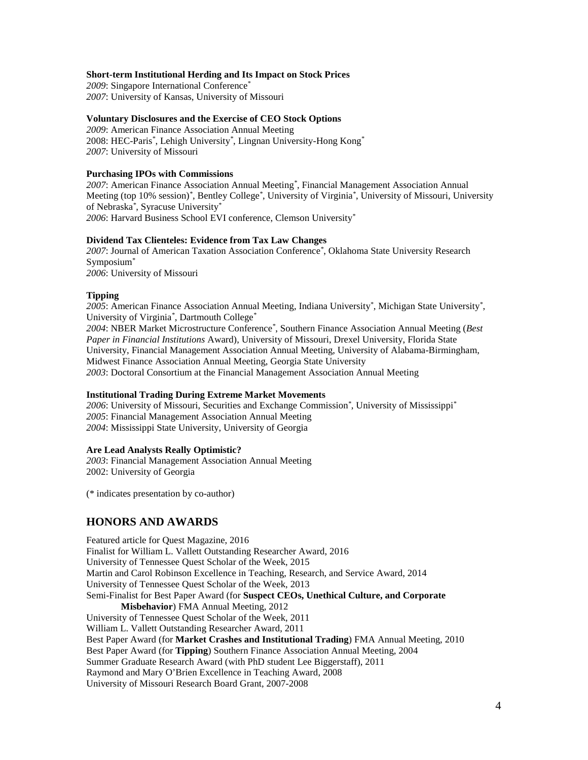**Short-term Institutional Herding and Its Impact on Stock Prices**
*2009*: Singapore International Conference*
*2007*: University of Kansas, University of Missouri

**Voluntary Disclosures and the Exercise of CEO Stock Options**
*2009*: American Finance Association Annual Meeting
2008: HEC-Paris*, Lehigh University*, Lingnan University-Hong Kong*
*2007*: University of Missouri

**Purchasing IPOs with Commissions**
*2007*: American Finance Association Annual Meeting*, Financial Management Association Annual Meeting (top 10% session)*, Bentley College*, University of Virginia*, University of Missouri, University of Nebraska*, Syracuse University*
*2006*: Harvard Business School EVI conference, Clemson University*

**Dividend Tax Clienteles: Evidence from Tax Law Changes**
*2007*: Journal of American Taxation Association Conference*, Oklahoma State University Research Symposium*
*2006*: University of Missouri

**Tipping**
*2005*: American Finance Association Annual Meeting, Indiana University*, Michigan State University*, University of Virginia*, Dartmouth College*
*2004*: NBER Market Microstructure Conference*, Southern Finance Association Annual Meeting (*Best Paper in Financial Institutions* Award), University of Missouri, Drexel University, Florida State University, Financial Management Association Annual Meeting, University of Alabama-Birmingham, Midwest Finance Association Annual Meeting, Georgia State University
*2003*: Doctoral Consortium at the Financial Management Association Annual Meeting

**Institutional Trading During Extreme Market Movements**
*2006*: University of Missouri, Securities and Exchange Commission*, University of Mississippi*
*2005*: Financial Management Association Annual Meeting
*2004*: Mississippi State University, University of Georgia

**Are Lead Analysts Really Optimistic?**
*2003*: Financial Management Association Annual Meeting
2002: University of Georgia

(* indicates presentation by co-author)

## HONORS AND AWARDS

Featured article for Quest Magazine, 2016
Finalist for William L. Vallett Outstanding Researcher Award, 2016
University of Tennessee Quest Scholar of the Week, 2015
Martin and Carol Robinson Excellence in Teaching, Research, and Service Award, 2014
University of Tennessee Quest Scholar of the Week, 2013
Semi-Finalist for Best Paper Award (for **Suspect CEOs, Unethical Culture, and Corporate Misbehavior**) FMA Annual Meeting, 2012
University of Tennessee Quest Scholar of the Week, 2011
William L. Vallett Outstanding Researcher Award, 2011
Best Paper Award (for **Market Crashes and Institutional Trading**) FMA Annual Meeting, 2010
Best Paper Award (for **Tipping**) Southern Finance Association Annual Meeting, 2004
Summer Graduate Research Award (with PhD student Lee Biggerstaff), 2011
Raymond and Mary O'Brien Excellence in Teaching Award, 2008
University of Missouri Research Board Grant, 2007-2008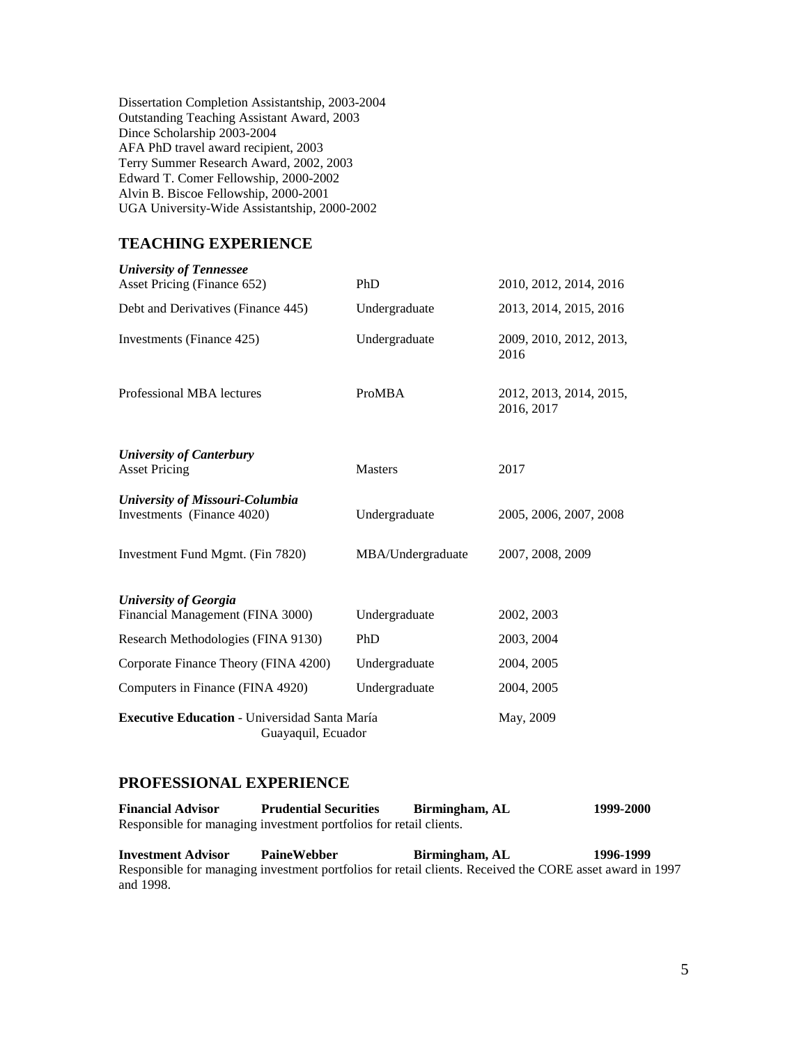Dissertation Completion Assistantship, 2003-2004
Outstanding Teaching Assistant Award, 2003
Dince Scholarship 2003-2004
AFA PhD travel award recipient, 2003
Terry Summer Research Award, 2002, 2003
Edward T. Comer Fellowship, 2000-2002
Alvin B. Biscoe Fellowship, 2000-2001
UGA University-Wide Assistantship, 2000-2002

## TEACHING EXPERIENCE

| | | |
|---|---|---|
| ***University of Tennessee*** | | |
| Asset Pricing (Finance 652) | PhD | 2010, 2012, 2014, 2016 |
| Debt and Derivatives (Finance 445) | Undergraduate | 2013, 2014, 2015, 2016 |
| Investments (Finance 425) | Undergraduate | 2009, 2010, 2012, 2013, 2016 |
| Professional MBA lectures | ProMBA | 2012, 2013, 2014, 2015, 2016, 2017 |
| ***University of Canterbury*** | | |
| Asset Pricing | Masters | 2017 |
| ***University of Missouri-Columbia*** | | |
| Investments (Finance 4020) | Undergraduate | 2005, 2006, 2007, 2008 |
| Investment Fund Mgmt. (Fin 7820) | MBA/Undergraduate | 2007, 2008, 2009 |
| ***University of Georgia*** | | |
| Financial Management (FINA 3000) | Undergraduate | 2002, 2003 |
| Research Methodologies (FINA 9130) | PhD | 2003, 2004 |
| Corporate Finance Theory (FINA 4200) | Undergraduate | 2004, 2005 |
| Computers in Finance (FINA 4920) | Undergraduate | 2004, 2005 |
| **Executive Education** - Universidad Santa María Guayaquil, Ecuador | | May, 2009 |

## PROFESSIONAL EXPERIENCE

**Financial Advisor** **Prudential Securities** **Birmingham, AL** **1999-2000**
Responsible for managing investment portfolios for retail clients.

**Investment Advisor** **PaineWebber** **Birmingham, AL** **1996-1999**
Responsible for managing investment portfolios for retail clients. Received the CORE asset award in 1997 and 1998.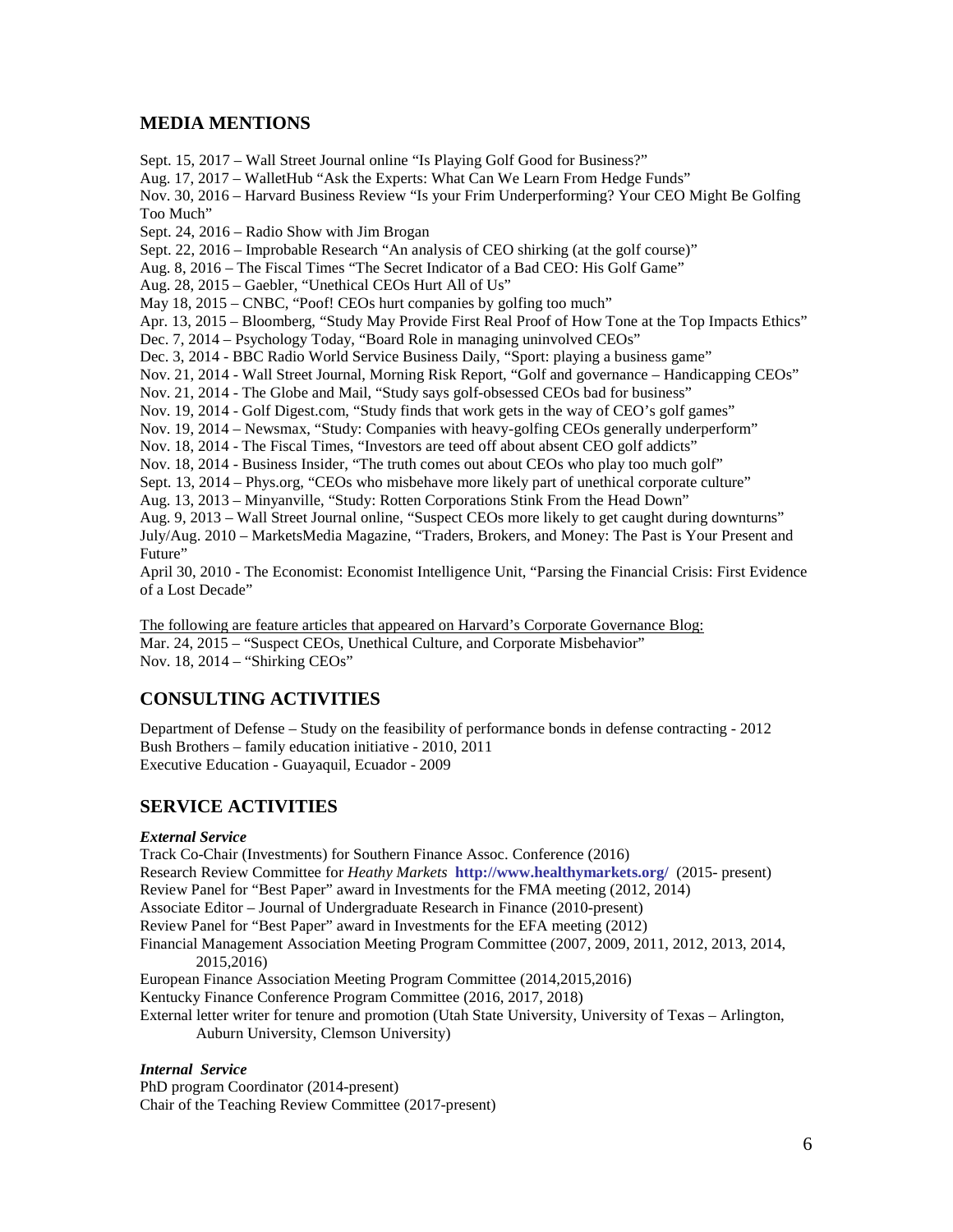## MEDIA MENTIONS

Sept. 15, 2017 – Wall Street Journal online "Is Playing Golf Good for Business?"
Aug. 17, 2017 – WalletHub "Ask the Experts: What Can We Learn From Hedge Funds"
Nov. 30, 2016 – Harvard Business Review "Is your Frim Underperforming? Your CEO Might Be Golfing Too Much"
Sept. 24, 2016 – Radio Show with Jim Brogan
Sept. 22, 2016 – Improbable Research "An analysis of CEO shirking (at the golf course)"
Aug. 8, 2016 – The Fiscal Times "The Secret Indicator of a Bad CEO: His Golf Game"
Aug. 28, 2015 – Gaebler, "Unethical CEOs Hurt All of Us"
May 18, 2015 – CNBC, "Poof! CEOs hurt companies by golfing too much"
Apr. 13, 2015 – Bloomberg, "Study May Provide First Real Proof of How Tone at the Top Impacts Ethics"
Dec. 7, 2014 – Psychology Today, "Board Role in managing uninvolved CEOs"
Dec. 3, 2014 - BBC Radio World Service Business Daily, "Sport: playing a business game"
Nov. 21, 2014 - Wall Street Journal, Morning Risk Report, "Golf and governance – Handicapping CEOs"
Nov. 21, 2014 - The Globe and Mail, "Study says golf-obsessed CEOs bad for business"
Nov. 19, 2014 - Golf Digest.com, "Study finds that work gets in the way of CEO's golf games"
Nov. 19, 2014 – Newsmax, "Study: Companies with heavy-golfing CEOs generally underperform"
Nov. 18, 2014 - The Fiscal Times, "Investors are teed off about absent CEO golf addicts"
Nov. 18, 2014 - Business Insider, "The truth comes out about CEOs who play too much golf"
Sept. 13, 2014 – Phys.org, "CEOs who misbehave more likely part of unethical corporate culture"
Aug. 13, 2013 – Minyanville, "Study: Rotten Corporations Stink From the Head Down"
Aug. 9, 2013 – Wall Street Journal online, "Suspect CEOs more likely to get caught during downturns"
July/Aug. 2010 – MarketsMedia Magazine, "Traders, Brokers, and Money: The Past is Your Present and Future"
April 30, 2010 - The Economist: Economist Intelligence Unit, "Parsing the Financial Crisis: First Evidence of a Lost Decade"

The following are feature articles that appeared on Harvard's Corporate Governance Blog:
Mar. 24, 2015 – "Suspect CEOs, Unethical Culture, and Corporate Misbehavior"
Nov. 18, 2014 – "Shirking CEOs"

## CONSULTING ACTIVITIES

Department of Defense – Study on the feasibility of performance bonds in defense contracting - 2012
Bush Brothers – family education initiative - 2010, 2011
Executive Education - Guayaquil, Ecuador - 2009

## SERVICE ACTIVITIES

***External Service***

Track Co-Chair (Investments) for Southern Finance Assoc. Conference (2016)
Research Review Committee for *Heathy Markets* **http://www.healthymarkets.org/** (2015- present)
Review Panel for "Best Paper" award in Investments for the FMA meeting (2012, 2014)
Associate Editor – Journal of Undergraduate Research in Finance (2010-present)
Review Panel for "Best Paper" award in Investments for the EFA meeting (2012)
Financial Management Association Meeting Program Committee (2007, 2009, 2011, 2012, 2013, 2014, 2015,2016)
European Finance Association Meeting Program Committee (2014,2015,2016)
Kentucky Finance Conference Program Committee (2016, 2017, 2018)
External letter writer for tenure and promotion (Utah State University, University of Texas – Arlington, Auburn University, Clemson University)

***Internal Service***

PhD program Coordinator (2014-present)
Chair of the Teaching Review Committee (2017-present)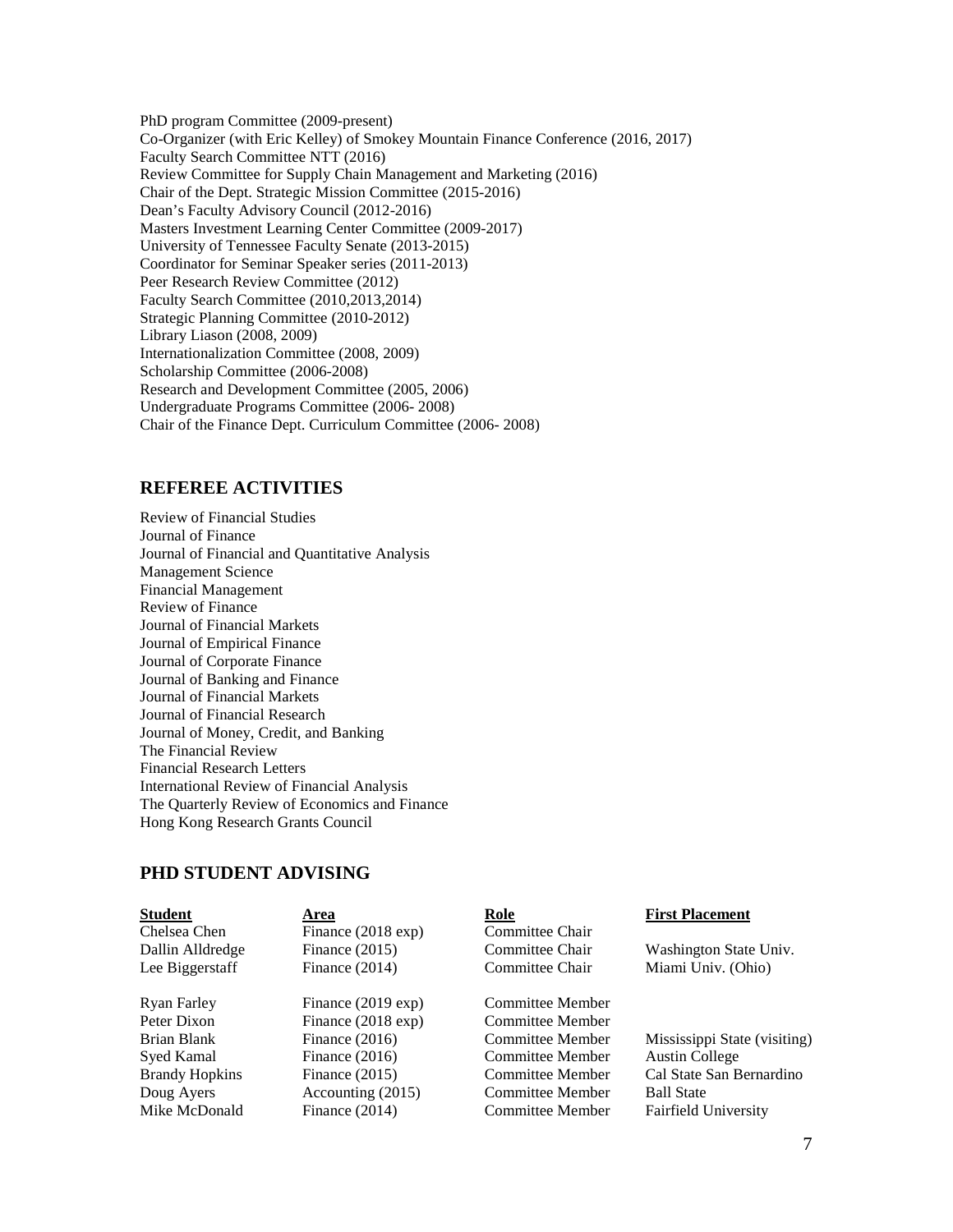PhD program Committee (2009-present)
Co-Organizer (with Eric Kelley) of Smokey Mountain Finance Conference (2016, 2017)
Faculty Search Committee NTT (2016)
Review Committee for Supply Chain Management and Marketing (2016)
Chair of the Dept. Strategic Mission Committee (2015-2016)
Dean's Faculty Advisory Council (2012-2016)
Masters Investment Learning Center Committee (2009-2017)
University of Tennessee Faculty Senate (2013-2015)
Coordinator for Seminar Speaker series (2011-2013)
Peer Research Review Committee (2012)
Faculty Search Committee (2010,2013,2014)
Strategic Planning Committee (2010-2012)
Library Liason (2008, 2009)
Internationalization Committee (2008, 2009)
Scholarship Committee (2006-2008)
Research and Development Committee (2005, 2006)
Undergraduate Programs Committee (2006- 2008)
Chair of the Finance Dept. Curriculum Committee (2006- 2008)

## REFEREE ACTIVITIES

Review of Financial Studies
Journal of Finance
Journal of Financial and Quantitative Analysis
Management Science
Financial Management
Review of Finance
Journal of Financial Markets
Journal of Empirical Finance
Journal of Corporate Finance
Journal of Banking and Finance
Journal of Financial Markets
Journal of Financial Research
Journal of Money, Credit, and Banking
The Financial Review
Financial Research Letters
International Review of Financial Analysis
The Quarterly Review of Economics and Finance
Hong Kong Research Grants Council

## PHD STUDENT ADVISING

| Student | Area | Role | First Placement |
|---|---|---|---|
| Chelsea Chen | Finance (2018 exp) | Committee Chair | |
| Dallin Alldredge | Finance (2015) | Committee Chair | Washington State Univ. |
| Lee Biggerstaff | Finance (2014) | Committee Chair | Miami Univ. (Ohio) |
| Ryan Farley | Finance (2019 exp) | Committee Member | |
| Peter Dixon | Finance (2018 exp) | Committee Member | |
| Brian Blank | Finance (2016) | Committee Member | Mississippi State (visiting) |
| Syed Kamal | Finance (2016) | Committee Member | Austin College |
| Brandy Hopkins | Finance (2015) | Committee Member | Cal State San Bernardino |
| Doug Ayers | Accounting (2015) | Committee Member | Ball State |
| Mike McDonald | Finance (2014) | Committee Member | Fairfield University |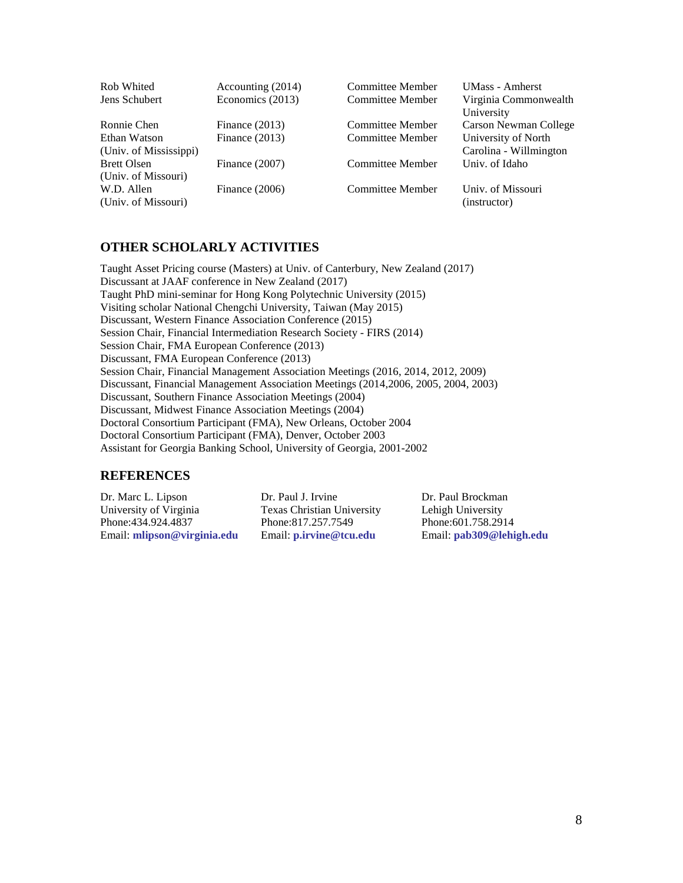| | | | |
|---|---|---|---|
| Rob Whited | Accounting (2014) | Committee Member | UMass - Amherst |
| Jens Schubert | Economics (2013) | Committee Member | Virginia Commonwealth University |
| Ronnie Chen | Finance (2013) | Committee Member | Carson Newman College |
| Ethan Watson (Univ. of Mississippi) | Finance (2013) | Committee Member | University of North Carolina - Willmington |
| Brett Olsen (Univ. of Missouri) | Finance (2007) | Committee Member | Univ. of Idaho |
| W.D. Allen (Univ. of Missouri) | Finance (2006) | Committee Member | Univ. of Missouri (instructor) |

## OTHER SCHOLARLY ACTIVITIES

Taught Asset Pricing course (Masters) at Univ. of Canterbury, New Zealand (2017)
Discussant at JAAF conference in New Zealand (2017)
Taught PhD mini-seminar for Hong Kong Polytechnic University (2015)
Visiting scholar National Chengchi University, Taiwan (May 2015)
Discussant, Western Finance Association Conference (2015)
Session Chair, Financial Intermediation Research Society - FIRS (2014)
Session Chair, FMA European Conference (2013)
Discussant, FMA European Conference (2013)
Session Chair, Financial Management Association Meetings (2016, 2014, 2012, 2009)
Discussant, Financial Management Association Meetings (2014,2006, 2005, 2004, 2003)
Discussant, Southern Finance Association Meetings (2004)
Discussant, Midwest Finance Association Meetings (2004)
Doctoral Consortium Participant (FMA), New Orleans, October 2004
Doctoral Consortium Participant (FMA), Denver, October 2003
Assistant for Georgia Banking School, University of Georgia, 2001-2002

## REFERENCES

Dr. Marc L. Lipson
University of Virginia
Phone:434.924.4837
Email: **mlipson@virginia.edu**

Dr. Paul J. Irvine
Texas Christian University
Phone:817.257.7549
Email: **p.irvine@tcu.edu**

Dr. Paul Brockman
Lehigh University
Phone:601.758.2914
Email: **pab309@lehigh.edu**